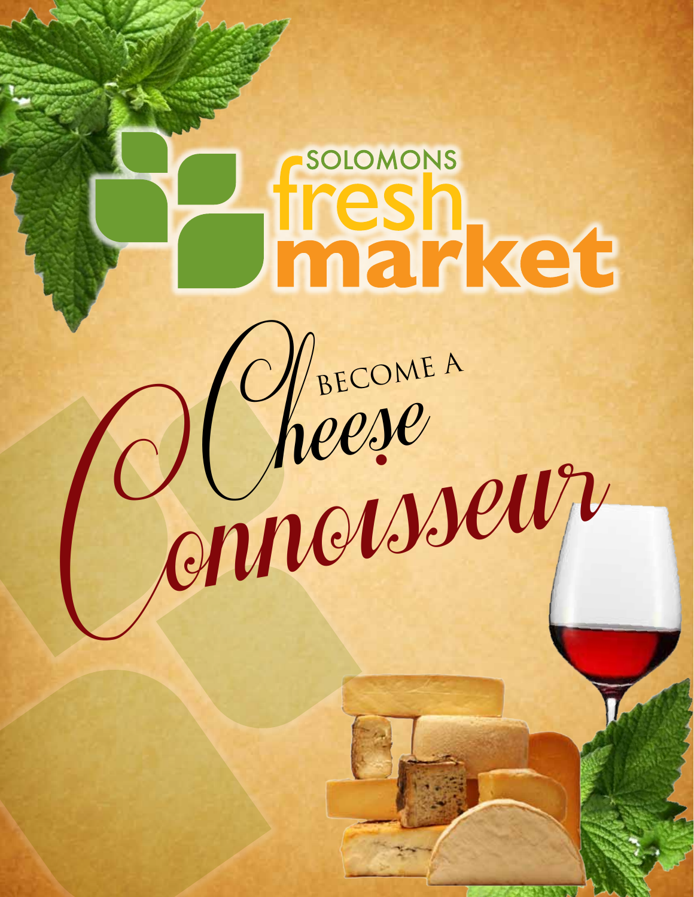SOLOMONS
fresh
market

# Become a Cheese Connoisseur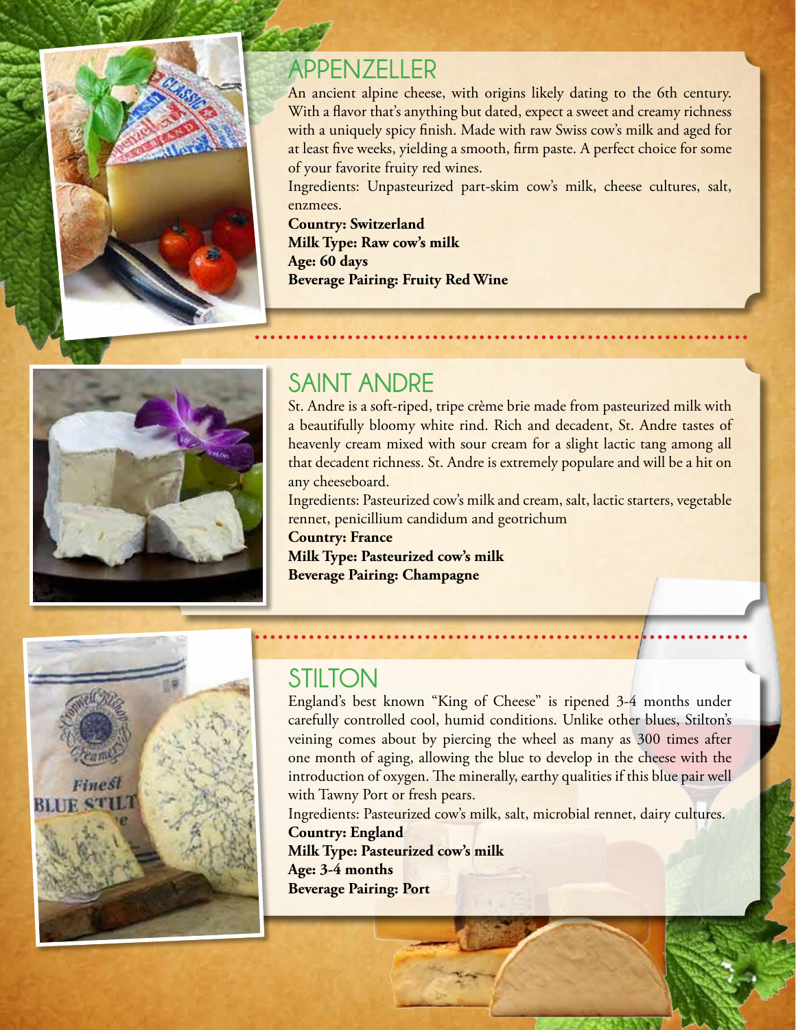## APPENZELLER

An ancient alpine cheese, with origins likely dating to the 6th century. With a flavor that's anything but dated, expect a sweet and creamy richness with a uniquely spicy finish. Made with raw Swiss cow's milk and aged for at least five weeks, yielding a smooth, firm paste. A perfect choice for some of your favorite fruity red wines.

Ingredients: Unpasteurized part-skim cow's milk, cheese cultures, salt, enzmees.

**Country: Switzerland**
**Milk Type: Raw cow's milk**
**Age: 60 days**
**Beverage Pairing: Fruity Red Wine**

## SAINT ANDRE

St. Andre is a soft-riped, tripe crème brie made from pasteurized milk with a beautifully bloomy white rind. Rich and decadent, St. Andre tastes of heavenly cream mixed with sour cream for a slight lactic tang among all that decadent richness. St. Andre is extremely populare and will be a hit on any cheeseboard.

Ingredients: Pasteurized cow's milk and cream, salt, lactic starters, vegetable rennet, penicillium candidum and geotrichum

**Country: France**
**Milk Type: Pasteurized cow's milk**
**Beverage Pairing: Champagne**

## STILTON

England's best known "King of Cheese" is ripened 3-4 months under carefully controlled cool, humid conditions. Unlike other blues, Stilton's veining comes about by piercing the wheel as many as 300 times after one month of aging, allowing the blue to develop in the cheese with the introduction of oxygen. The minerally, earthy qualities if this blue pair well with Tawny Port or fresh pears.

Ingredients: Pasteurized cow's milk, salt, microbial rennet, dairy cultures.

**Country: England**
**Milk Type: Pasteurized cow's milk**
**Age: 3-4 months**
**Beverage Pairing: Port**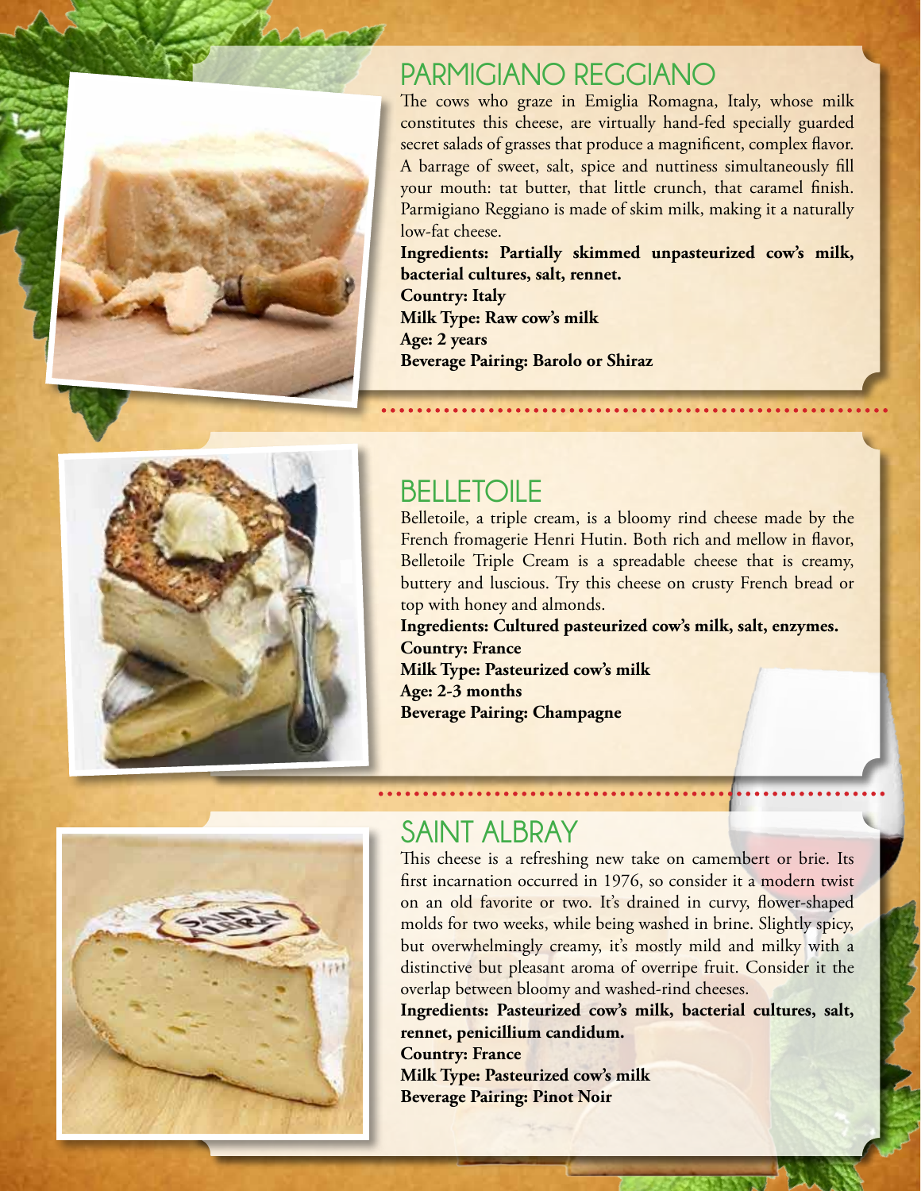## PARMIGIANO REGGIANO

The cows who graze in Emiglia Romagna, Italy, whose milk constitutes this cheese, are virtually hand-fed specially guarded secret salads of grasses that produce a magnificent, complex flavor. A barrage of sweet, salt, spice and nuttiness simultaneously fill your mouth: tat butter, that little crunch, that caramel finish. Parmigiano Reggiano is made of skim milk, making it a naturally low-fat cheese.

**Ingredients: Partially skimmed unpasteurized cow's milk, bacterial cultures, salt, rennet.**
**Country: Italy**
**Milk Type: Raw cow's milk**
**Age: 2 years**
**Beverage Pairing: Barolo or Shiraz**

## BELLETOILE

Belletoile, a triple cream, is a bloomy rind cheese made by the French fromagerie Henri Hutin. Both rich and mellow in flavor, Belletoile Triple Cream is a spreadable cheese that is creamy, buttery and luscious. Try this cheese on crusty French bread or top with honey and almonds.

**Ingredients: Cultured pasteurized cow's milk, salt, enzymes.**
**Country: France**
**Milk Type: Pasteurized cow's milk**
**Age: 2-3 months**
**Beverage Pairing: Champagne**

## SAINT ALBRAY

This cheese is a refreshing new take on camembert or brie. Its first incarnation occurred in 1976, so consider it a modern twist on an old favorite or two. It's drained in curvy, flower-shaped molds for two weeks, while being washed in brine. Slightly spicy, but overwhelmingly creamy, it's mostly mild and milky with a distinctive but pleasant aroma of overripe fruit. Consider it the overlap between bloomy and washed-rind cheeses.

**Ingredients: Pasteurized cow's milk, bacterial cultures, salt, rennet, penicillium candidum.**
**Country: France**
**Milk Type: Pasteurized cow's milk**
**Beverage Pairing: Pinot Noir**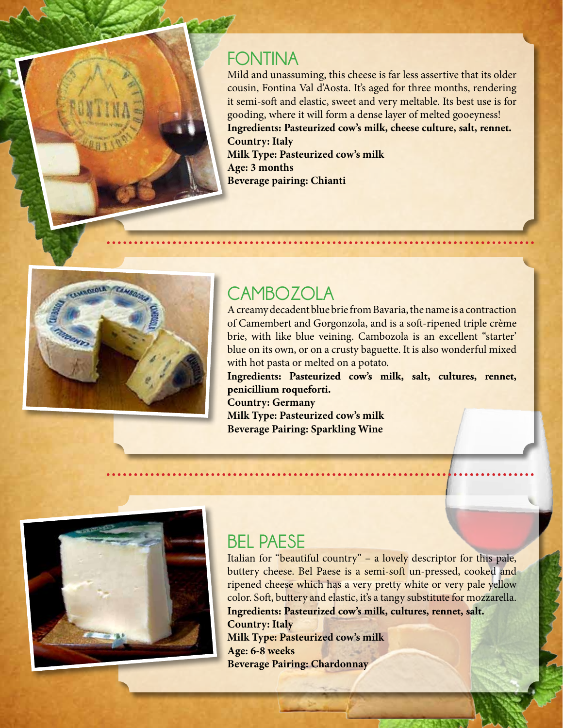## FONTINA

Mild and unassuming, this cheese is far less assertive that its older cousin, Fontina Val d'Aosta. It's aged for three months, rendering it semi-soft and elastic, sweet and very meltable. Its best use is for gooding, where it will form a dense layer of melted gooeyness!

**Ingredients: Pasteurized cow's milk, cheese culture, salt, rennet.**
**Country: Italy**
**Milk Type: Pasteurized cow's milk**
**Age: 3 months**
**Beverage pairing: Chianti**

## CAMBOZOLA

A creamy decadent blue brie from Bavaria, the name is a contraction of Camembert and Gorgonzola, and is a soft-ripened triple crème brie, with like blue veining. Cambozola is an excellent "starter' blue on its own, or on a crusty baguette. It is also wonderful mixed with hot pasta or melted on a potato.

**Ingredients: Pasteurized cow's milk, salt, cultures, rennet, penicillium roqueforti.**
**Country: Germany**
**Milk Type: Pasteurized cow's milk**
**Beverage Pairing: Sparkling Wine**

## BEL PAESE

Italian for "beautiful country" – a lovely descriptor for this pale, buttery cheese. Bel Paese is a semi-soft un-pressed, cooked and ripened cheese which has a very pretty white or very pale yellow color. Soft, buttery and elastic, it's a tangy substitute for mozzarella.

**Ingredients: Pasteurized cow's milk, cultures, rennet, salt.**
**Country: Italy**
**Milk Type: Pasteurized cow's milk**
**Age: 6-8 weeks**
**Beverage Pairing: Chardonnay**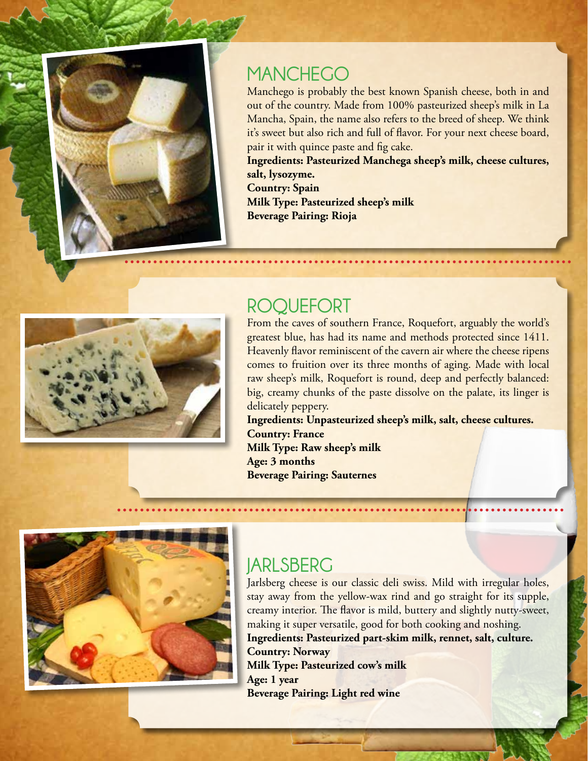## MANCHEGO

Manchego is probably the best known Spanish cheese, both in and out of the country. Made from 100% pasteurized sheep's milk in La Mancha, Spain, the name also refers to the breed of sheep. We think it's sweet but also rich and full of flavor. For your next cheese board, pair it with quince paste and fig cake.

**Ingredients: Pasteurized Manchega sheep's milk, cheese cultures, salt, lysozyme.**
**Country: Spain**
**Milk Type: Pasteurized sheep's milk**
**Beverage Pairing: Rioja**

## ROQUEFORT

From the caves of southern France, Roquefort, arguably the world's greatest blue, has had its name and methods protected since 1411. Heavenly flavor reminiscent of the cavern air where the cheese ripens comes to fruition over its three months of aging. Made with local raw sheep's milk, Roquefort is round, deep and perfectly balanced: big, creamy chunks of the paste dissolve on the palate, its linger is delicately peppery.

**Ingredients: Unpasteurized sheep's milk, salt, cheese cultures.**
**Country: France**
**Milk Type: Raw sheep's milk**
**Age: 3 months**
**Beverage Pairing: Sauternes**

## JARLSBERG

Jarlsberg cheese is our classic deli swiss. Mild with irregular holes, stay away from the yellow-wax rind and go straight for its supple, creamy interior. The flavor is mild, buttery and slightly nutty-sweet, making it super versatile, good for both cooking and noshing.

**Ingredients: Pasteurized part-skim milk, rennet, salt, culture.**
**Country: Norway**
**Milk Type: Pasteurized cow's milk**
**Age: 1 year**
**Beverage Pairing: Light red wine**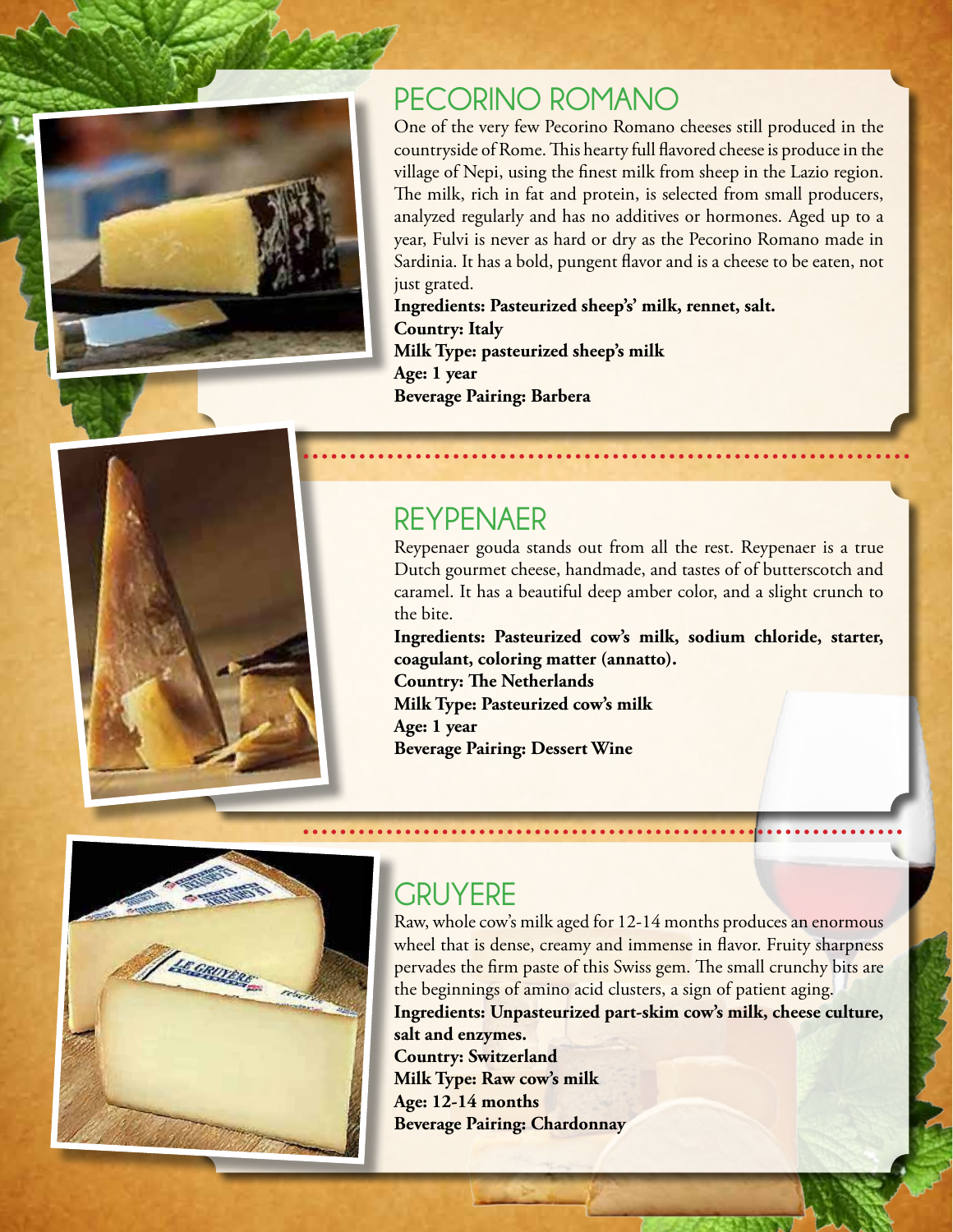## PECORINO ROMANO

One of the very few Pecorino Romano cheeses still produced in the countryside of Rome. This hearty full flavored cheese is produce in the village of Nepi, using the finest milk from sheep in the Lazio region. The milk, rich in fat and protein, is selected from small producers, analyzed regularly and has no additives or hormones. Aged up to a year, Fulvi is never as hard or dry as the Pecorino Romano made in Sardinia. It has a bold, pungent flavor and is a cheese to be eaten, not just grated.

**Ingredients: Pasteurized sheep's' milk, rennet, salt.**
**Country: Italy**
**Milk Type: pasteurized sheep's milk**
**Age: 1 year**
**Beverage Pairing: Barbera**

## REYPENAER

Reypenaer gouda stands out from all the rest. Reypenaer is a true Dutch gourmet cheese, handmade, and tastes of of butterscotch and caramel. It has a beautiful deep amber color, and a slight crunch to the bite.

**Ingredients: Pasteurized cow's milk, sodium chloride, starter, coagulant, coloring matter (annatto).**
**Country: The Netherlands**
**Milk Type: Pasteurized cow's milk**
**Age: 1 year**
**Beverage Pairing: Dessert Wine**

## GRUYERE

Raw, whole cow's milk aged for 12-14 months produces an enormous wheel that is dense, creamy and immense in flavor. Fruity sharpness pervades the firm paste of this Swiss gem. The small crunchy bits are the beginnings of amino acid clusters, a sign of patient aging.

**Ingredients: Unpasteurized part-skim cow's milk, cheese culture, salt and enzymes.**
**Country: Switzerland**
**Milk Type: Raw cow's milk**
**Age: 12-14 months**
**Beverage Pairing: Chardonnay**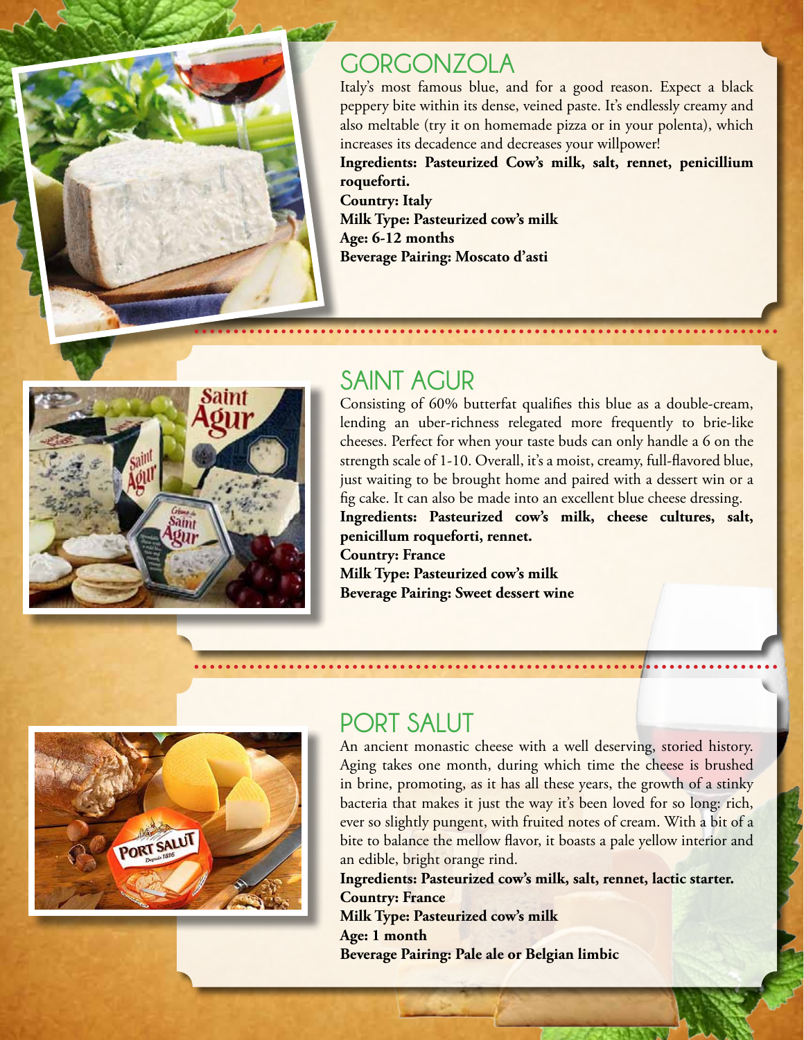## GORGONZOLA

Italy's most famous blue, and for a good reason. Expect a black peppery bite within its dense, veined paste. It's endlessly creamy and also meltable (try it on homemade pizza or in your polenta), which increases its decadence and decreases your willpower!

**Ingredients: Pasteurized Cow's milk, salt, rennet, penicillium roqueforti.**
**Country: Italy**
**Milk Type: Pasteurized cow's milk**
**Age: 6-12 months**
**Beverage Pairing: Moscato d'asti**

## SAINT AGUR

Consisting of 60% butterfat qualifies this blue as a double-cream, lending an uber-richness relegated more frequently to brie-like cheeses. Perfect for when your taste buds can only handle a 6 on the strength scale of 1-10. Overall, it's a moist, creamy, full-flavored blue, just waiting to be brought home and paired with a dessert win or a fig cake. It can also be made into an excellent blue cheese dressing.

**Ingredients: Pasteurized cow's milk, cheese cultures, salt, penicillum roqueforti, rennet.**
**Country: France**
**Milk Type: Pasteurized cow's milk**
**Beverage Pairing: Sweet dessert wine**

## PORT SALUT

An ancient monastic cheese with a well deserving, storied history. Aging takes one month, during which time the cheese is brushed in brine, promoting, as it has all these years, the growth of a stinky bacteria that makes it just the way it's been loved for so long: rich, ever so slightly pungent, with fruited notes of cream. With a bit of a bite to balance the mellow flavor, it boasts a pale yellow interior and an edible, bright orange rind.

**Ingredients: Pasteurized cow's milk, salt, rennet, lactic starter.**
**Country: France**
**Milk Type: Pasteurized cow's milk**
**Age: 1 month**
**Beverage Pairing: Pale ale or Belgian limbic**